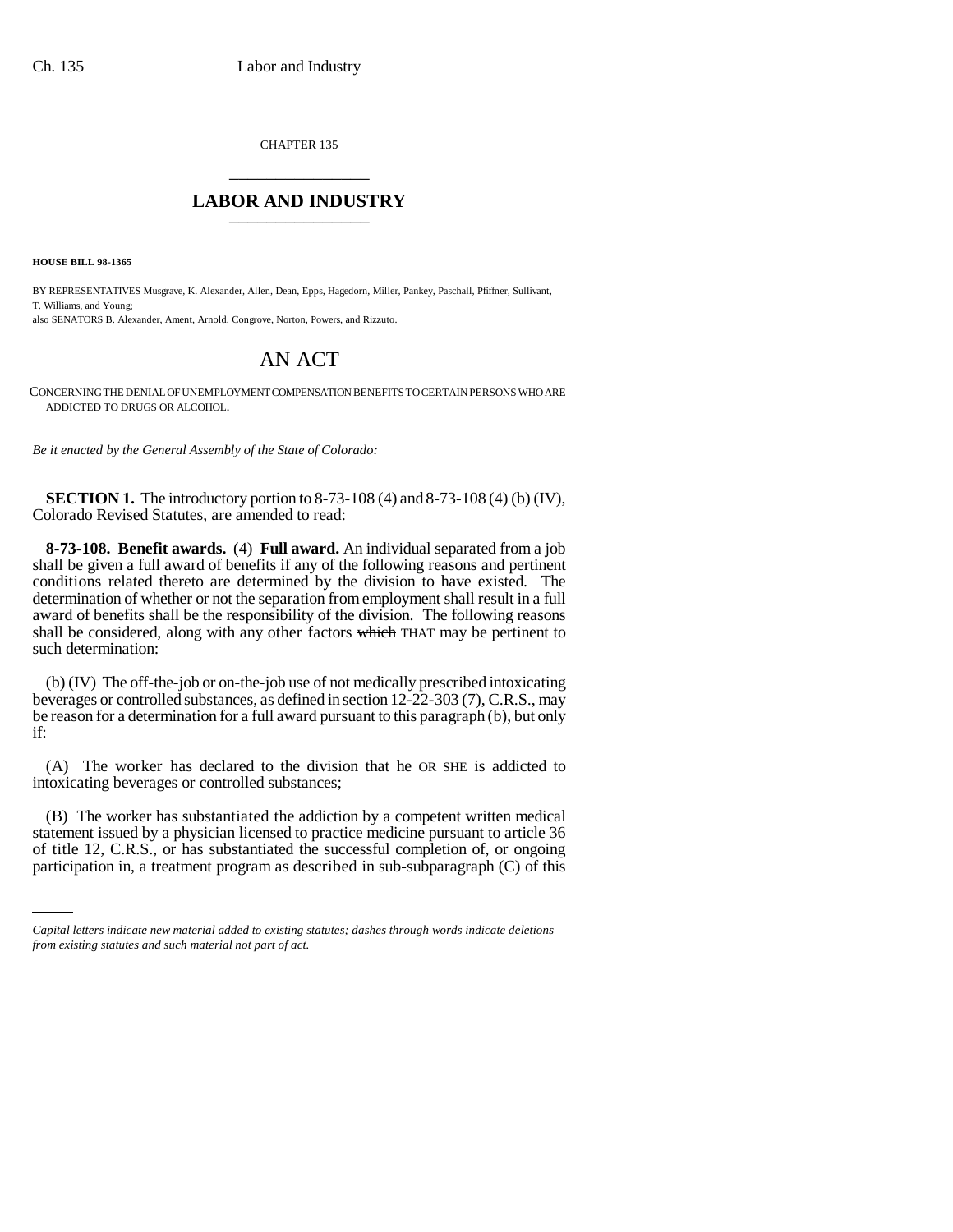CHAPTER 135

# LABOR AND INDUSTRY

**HOUSE BILL 98-1365**

BY REPRESENTATIVES Musgrave, K. Alexander, Allen, Dean, Epps, Hagedorn, Miller, Pankey, Paschall, Pfiffner, Sullivant, T. Williams, and Young;
also SENATORS B. Alexander, Ament, Arnold, Congrove, Norton, Powers, and Rizzuto.

# AN ACT

CONCERNING THE DENIAL OF UNEMPLOYMENT COMPENSATION BENEFITS TO CERTAIN PERSONS WHO ARE ADDICTED TO DRUGS OR ALCOHOL.

*Be it enacted by the General Assembly of the State of Colorado:*

**SECTION 1.** The introductory portion to 8-73-108 (4) and 8-73-108 (4) (b) (IV), Colorado Revised Statutes, are amended to read:

**8-73-108. Benefit awards.** (4) **Full award.** An individual separated from a job shall be given a full award of benefits if any of the following reasons and pertinent conditions related thereto are determined by the division to have existed. The determination of whether or not the separation from employment shall result in a full award of benefits shall be the responsibility of the division. The following reasons shall be considered, along with any other factors ~~which~~ THAT may be pertinent to such determination:

(b) (IV) The off-the-job or on-the-job use of not medically prescribed intoxicating beverages or controlled substances, as defined in section 12-22-303 (7), C.R.S., may be reason for a determination for a full award pursuant to this paragraph (b), but only if:

(A) The worker has declared to the division that he OR SHE is addicted to intoxicating beverages or controlled substances;

(B) The worker has substantiated the addiction by a competent written medical statement issued by a physician licensed to practice medicine pursuant to article 36 of title 12, C.R.S., or has substantiated the successful completion of, or ongoing participation in, a treatment program as described in sub-subparagraph (C) of this

*Capital letters indicate new material added to existing statutes; dashes through words indicate deletions from existing statutes and such material not part of act.*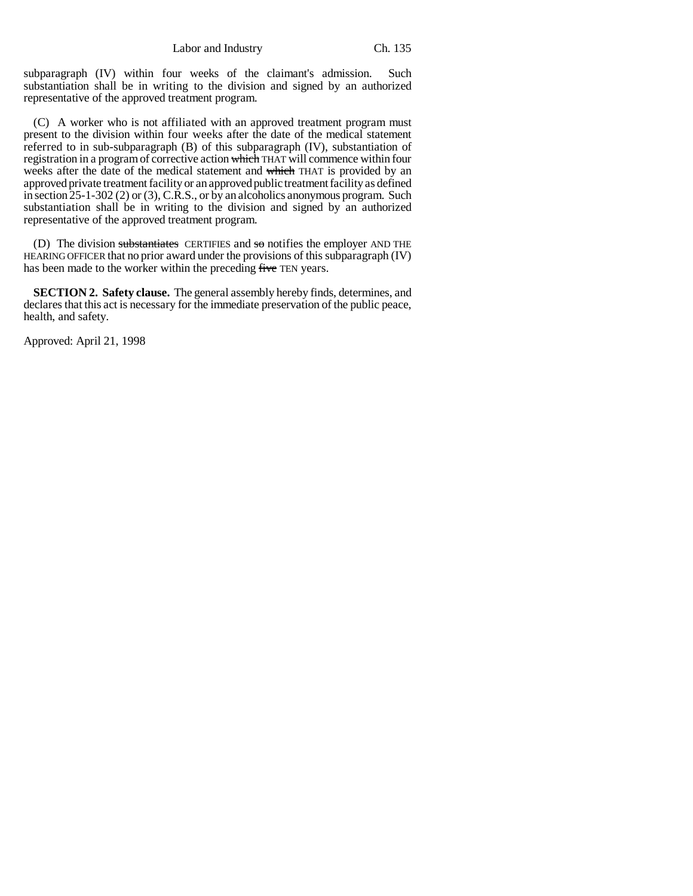subparagraph (IV) within four weeks of the claimant's admission. Such substantiation shall be in writing to the division and signed by an authorized representative of the approved treatment program.

(C) A worker who is not affiliated with an approved treatment program must present to the division within four weeks after the date of the medical statement referred to in sub-subparagraph (B) of this subparagraph (IV), substantiation of registration in a program of corrective action ~~which~~ THAT will commence within four weeks after the date of the medical statement and ~~which~~ THAT is provided by an approved private treatment facility or an approved public treatment facility as defined in section 25-1-302 (2) or (3), C.R.S., or by an alcoholics anonymous program. Such substantiation shall be in writing to the division and signed by an authorized representative of the approved treatment program.

(D) The division ~~substantiates~~ CERTIFIES and ~~so~~ notifies the employer AND THE HEARING OFFICER that no prior award under the provisions of this subparagraph (IV) has been made to the worker within the preceding ~~five~~ TEN years.

**SECTION 2. Safety clause.** The general assembly hereby finds, determines, and declares that this act is necessary for the immediate preservation of the public peace, health, and safety.

Approved: April 21, 1998